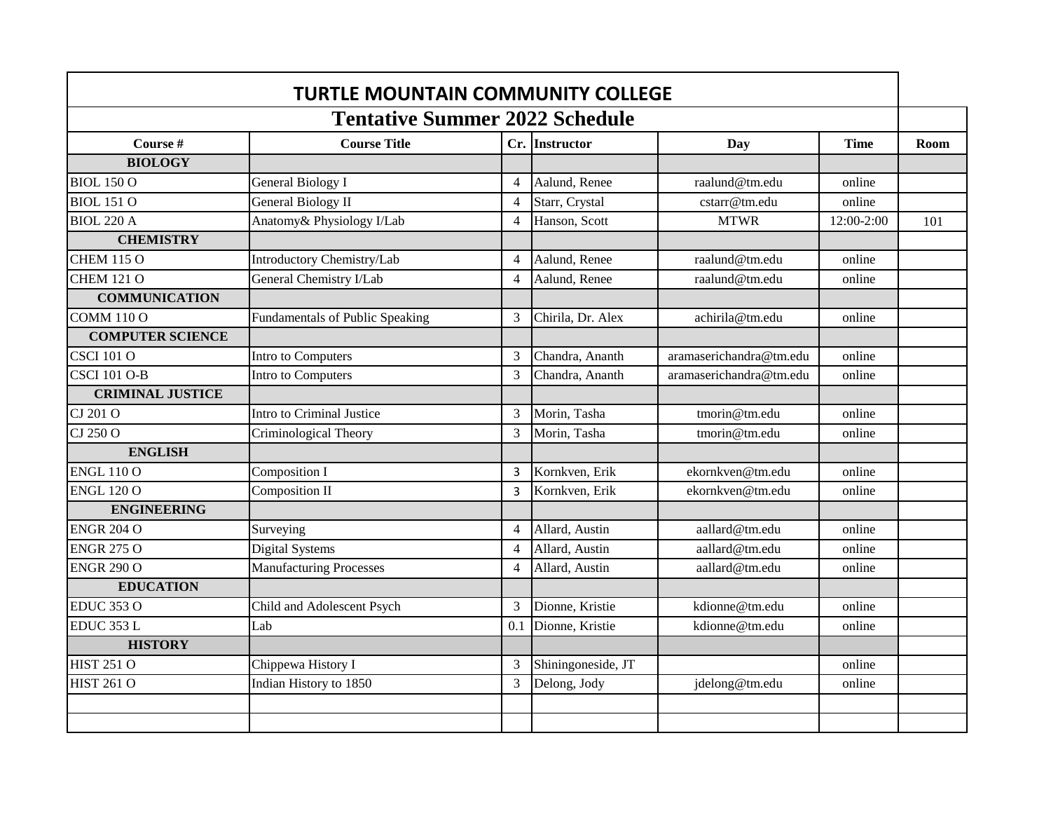# TURTLE MOUNTAIN COMMUNITY COLLEGE

## Tentative Summer 2022 Schedule

| Course # | Course Title | Cr. | Instructor | Day | Time | Room |
|---|---|---|---|---|---|---|
| **BIOLOGY** | | | | | | |
| BIOL 150 O | General Biology I | 4 | Aalund, Renee | raalund@tm.edu | online | |
| BIOL 151 O | General Biology II | 4 | Starr, Crystal | cstarr@tm.edu | online | |
| BIOL 220 A | Anatomy& Physiology I/Lab | 4 | Hanson, Scott | MTWR | 12:00-2:00 | 101 |
| **CHEMISTRY** | | | | | | |
| CHEM 115 O | Introductory Chemistry/Lab | 4 | Aalund, Renee | raalund@tm.edu | online | |
| CHEM 121 O | General Chemistry I/Lab | 4 | Aalund, Renee | raalund@tm.edu | online | |
| **COMMUNICATION** | | | | | | |
| COMM 110 O | Fundamentals of Public Speaking | 3 | Chirila, Dr. Alex | achirila@tm.edu | online | |
| **COMPUTER SCIENCE** | | | | | | |
| CSCI 101 O | Intro to Computers | 3 | Chandra, Ananth | aramaserichandra@tm.edu | online | |
| CSCI 101 O-B | Intro to Computers | 3 | Chandra, Ananth | aramaserichandra@tm.edu | online | |
| **CRIMINAL JUSTICE** | | | | | | |
| CJ 201 O | Intro to Criminal Justice | 3 | Morin, Tasha | tmorin@tm.edu | online | |
| CJ 250 O | Criminological Theory | 3 | Morin, Tasha | tmorin@tm.edu | online | |
| **ENGLISH** | | | | | | |
| ENGL 110 O | Composition I | 3 | Kornkven, Erik | ekornkven@tm.edu | online | |
| ENGL 120 O | Composition II | 3 | Kornkven, Erik | ekornkven@tm.edu | online | |
| **ENGINEERING** | | | | | | |
| ENGR 204 O | Surveying | 4 | Allard, Austin | aallard@tm.edu | online | |
| ENGR 275 O | Digital Systems | 4 | Allard, Austin | aallard@tm.edu | online | |
| ENGR 290 O | Manufacturing Processes | 4 | Allard, Austin | aallard@tm.edu | online | |
| **EDUCATION** | | | | | | |
| EDUC 353 O | Child and Adolescent Psych | 3 | Dionne, Kristie | kdionne@tm.edu | online | |
| EDUC 353 L | Lab | 0.1 | Dionne, Kristie | kdionne@tm.edu | online | |
| **HISTORY** | | | | | | |
| HIST 251 O | Chippewa History I | 3 | Shiningoneside, JT | | online | |
| HIST 261 O | Indian History to 1850 | 3 | Delong, Jody | jdelong@tm.edu | online | |
| | | | | | | |
| | | | | | | |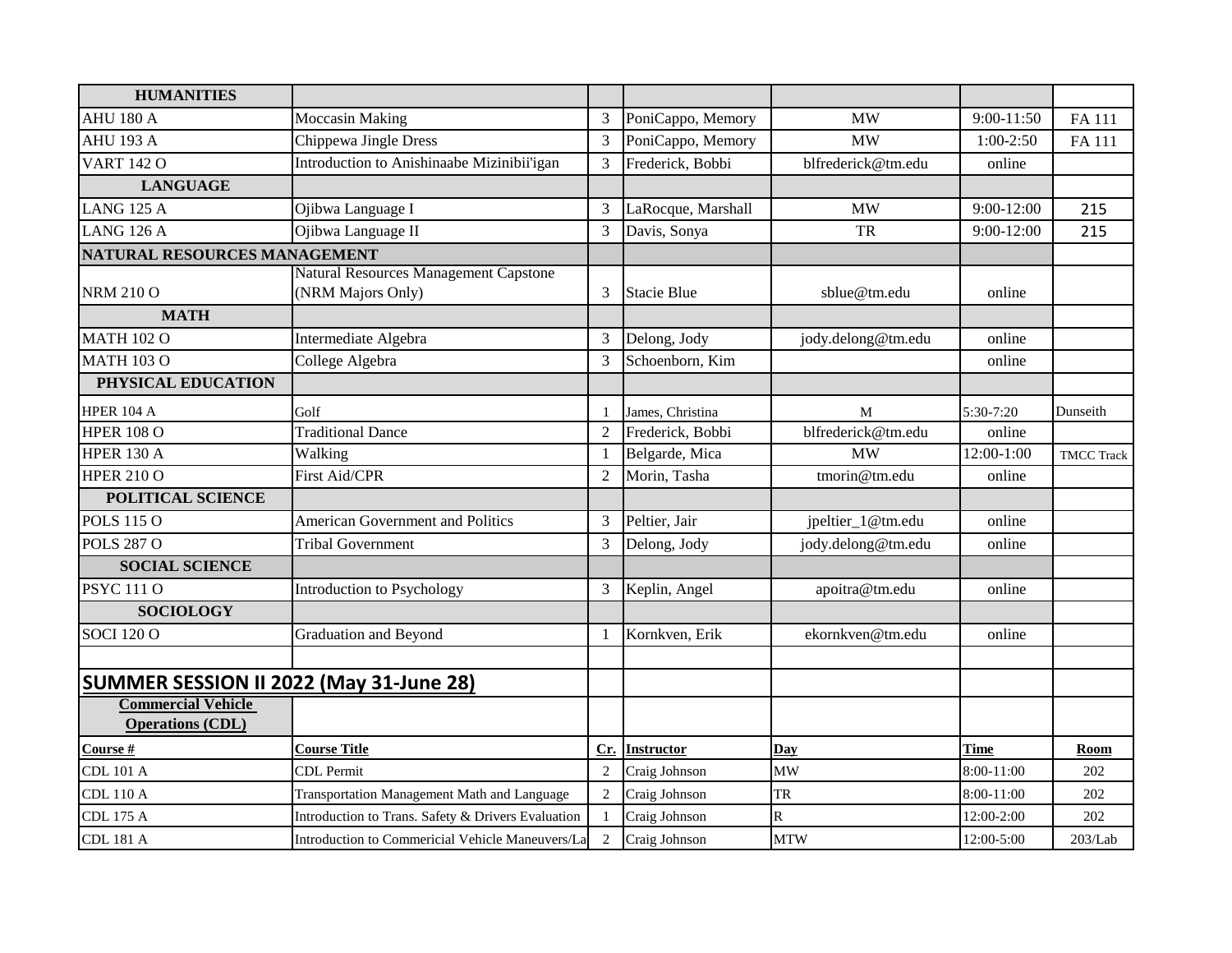| HUMANITIES | | | | | | |
|---|---|---|---|---|---|---|
| AHU 180 A | Moccasin Making | 3 | PoniCappo, Memory | MW | 9:00-11:50 | FA 111 |
| AHU 193 A | Chippewa Jingle Dress | 3 | PoniCappo, Memory | MW | 1:00-2:50 | FA 111 |
| VART 142 O | Introduction to Anishinaabe Mizinibii'igan | 3 | Frederick, Bobbi | blfrederick@tm.edu | online | |
| **LANGUAGE** | | | | | | |
| LANG 125 A | Ojibwa Language I | 3 | LaRocque, Marshall | MW | 9:00-12:00 | 215 |
| LANG 126 A | Ojibwa Language II | 3 | Davis, Sonya | TR | 9:00-12:00 | 215 |
| **NATURAL RESOURCES MANAGEMENT** | | | | | | |
| NRM 210 O | Natural Resources Management Capstone (NRM Majors Only) | 3 | Stacie Blue | sblue@tm.edu | online | |
| **MATH** | | | | | | |
| MATH 102 O | Intermediate Algebra | 3 | Delong, Jody | jody.delong@tm.edu | online | |
| MATH 103 O | College Algebra | 3 | Schoenborn, Kim | | online | |
| **PHYSICAL EDUCATION** | | | | | | |
| HPER 104 A | Golf | 1 | James, Christina | M | 5:30-7:20 | Dunseith |
| HPER 108 O | Traditional Dance | 2 | Frederick, Bobbi | blfrederick@tm.edu | online | |
| HPER 130 A | Walking | 1 | Belgarde, Mica | MW | 12:00-1:00 | TMCC Track |
| HPER 210 O | First Aid/CPR | 2 | Morin, Tasha | tmorin@tm.edu | online | |
| **POLITICAL SCIENCE** | | | | | | |
| POLS 115 O | American Government and Politics | 3 | Peltier, Jair | jpeltier_1@tm.edu | online | |
| POLS 287 O | Tribal Government | 3 | Delong, Jody | jody.delong@tm.edu | online | |
| **SOCIAL SCIENCE** | | | | | | |
| PSYC 111 O | Introduction to Psychology | 3 | Keplin, Angel | apoitra@tm.edu | online | |
| **SOCIOLOGY** | | | | | | |
| SOCI 120 O | Graduation and Beyond | 1 | Kornkven, Erik | ekornkven@tm.edu | online | |

## SUMMER SESSION II 2022 (May 31-June 28)

| Commercial Vehicle Operations (CDL) | | | | | | |
|---|---|---|---|---|---|---|
| **Course #** | **Course Title** | **Cr.** | **Instructor** | **Day** | **Time** | **Room** |
| CDL 101 A | CDL Permit | 2 | Craig Johnson | MW | 8:00-11:00 | 202 |
| CDL 110 A | Transportation Management Math and Language | 2 | Craig Johnson | TR | 8:00-11:00 | 202 |
| CDL 175 A | Introduction to Trans. Safety & Drivers Evaluation | 1 | Craig Johnson | R | 12:00-2:00 | 202 |
| CDL 181 A | Introduction to Commericial Vehicle Maneuvers/La | 2 | Craig Johnson | MTW | 12:00-5:00 | 203/Lab |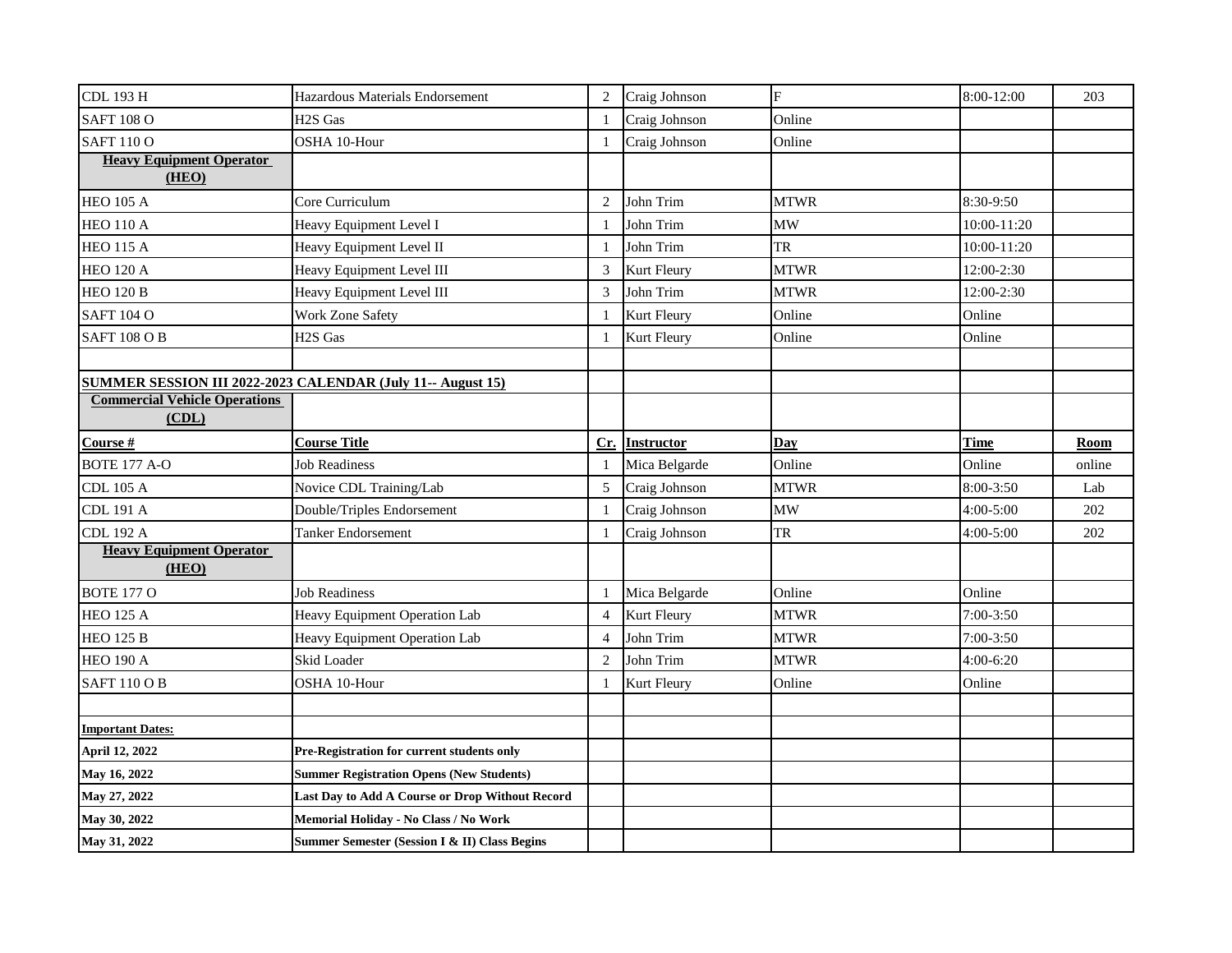| | | | | | | |
|---|---|---|---|---|---|---|
| CDL 193 H | Hazardous Materials Endorsement | 2 | Craig Johnson | F | 8:00-12:00 | 203 |
| SAFT 108 O | H2S Gas | 1 | Craig Johnson | Online | | |
| SAFT 110 O | OSHA 10-Hour | 1 | Craig Johnson | Online | | |
| **Heavy Equipment Operator (HEO)** | | | | | | |
| HEO 105 A | Core Curriculum | 2 | John Trim | MTWR | 8:30-9:50 | |
| HEO 110 A | Heavy Equipment Level I | 1 | John Trim | MW | 10:00-11:20 | |
| HEO 115 A | Heavy Equipment Level II | 1 | John Trim | TR | 10:00-11:20 | |
| HEO 120 A | Heavy Equipment Level III | 3 | Kurt Fleury | MTWR | 12:00-2:30 | |
| HEO 120 B | Heavy Equipment Level III | 3 | John Trim | MTWR | 12:00-2:30 | |
| SAFT 104 O | Work Zone Safety | 1 | Kurt Fleury | Online | Online | |
| SAFT 108 O B | H2S Gas | 1 | Kurt Fleury | Online | Online | |
| | | | | | | |
| **SUMMER SESSION III 2022-2023 CALENDAR (July 11-- August 15)** | | | | | | |
| **Commercial Vehicle Operations (CDL)** | | | | | | |
| **Course #** | **Course Title** | **Cr.** | **Instructor** | **Day** | **Time** | **Room** |
| BOTE 177 A-O | Job Readiness | 1 | Mica Belgarde | Online | Online | online |
| CDL 105 A | Novice CDL Training/Lab | 5 | Craig Johnson | MTWR | 8:00-3:50 | Lab |
| CDL 191 A | Double/Triples Endorsement | 1 | Craig Johnson | MW | 4:00-5:00 | 202 |
| CDL 192 A | Tanker Endorsement | 1 | Craig Johnson | TR | 4:00-5:00 | 202 |
| **Heavy Equipment Operator (HEO)** | | | | | | |
| BOTE 177 O | Job Readiness | 1 | Mica Belgarde | Online | Online | |
| HEO 125 A | Heavy Equipment Operation Lab | 4 | Kurt Fleury | MTWR | 7:00-3:50 | |
| HEO 125 B | Heavy Equipment Operation Lab | 4 | John Trim | MTWR | 7:00-3:50 | |
| HEO 190 A | Skid Loader | 2 | John Trim | MTWR | 4:00-6:20 | |
| SAFT 110 O B | OSHA 10-Hour | 1 | Kurt Fleury | Online | Online | |
| | | | | | | |
| **Important Dates:** | | | | | | |
| **April 12, 2022** | **Pre-Registration for current students only** | | | | | |
| **May 16, 2022** | **Summer Registration Opens (New Students)** | | | | | |
| **May 27, 2022** | **Last Day to Add A Course or Drop Without Record** | | | | | |
| **May 30, 2022** | **Memorial Holiday - No Class / No Work** | | | | | |
| **May 31, 2022** | **Summer Semester (Session I & II) Class Begins** | | | | | |